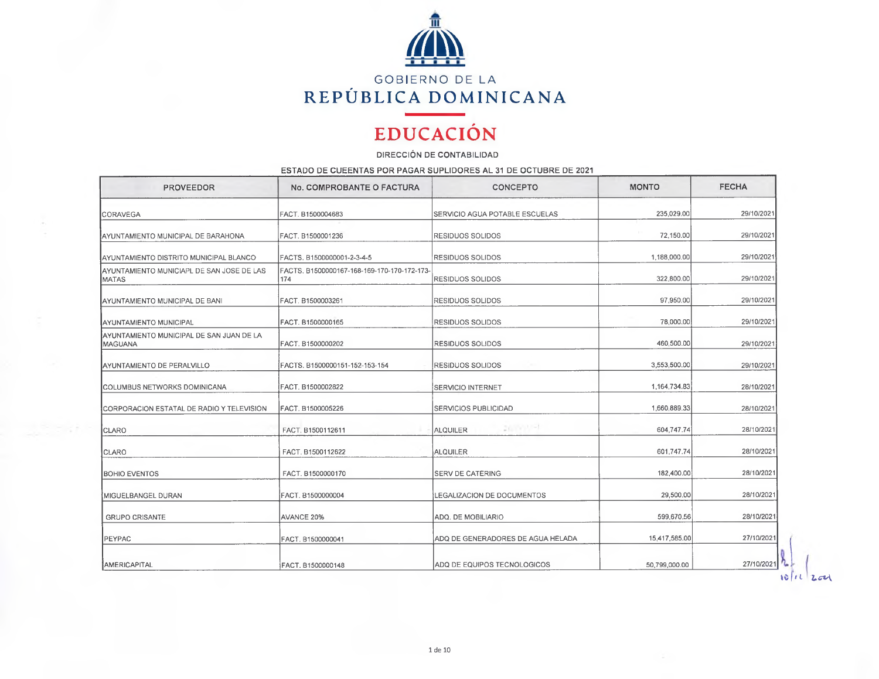GOBIERNO DE LA

# REPÚBLICA DOMINICANA

## EDUCACIÓN

DIRECCIÓN DE CONTABILIDAD

ESTADO DE CUEENTAS POR PAGAR SUPLIDORES AL 31 DE OCTUBRE DE 2021

| PROVEEDOR | No. COMPROBANTE O FACTURA | CONCEPTO | MONTO | FECHA |
|---|---|---|---|---|
| CORAVEGA | FACT. B1500004683 | SERVICIO AGUA POTABLE ESCUELAS | 235,029.00 | 29/10/2021 |
| AYUNTAMIENTO MUNICIPAL DE BARAHONA | FACT. B1500001236 | RESIDUOS SOLIDOS | 72,150.00 | 29/10/2021 |
| AYUNTAMIENTO DISTRITO MUNICIPAL BLANCO | FACTS. B1500000001-2-3-4-5 | RESIDUOS SOLIDOS | 1,188,000.00 | 29/10/2021 |
| AYUNTAMIENTO MUNICIAPL DE SAN JOSE DE LAS MATAS | FACTS. B1500000167-168-169-170-170-172-173-174 | RESIDUOS SOLIDOS | 322,800.00 | 29/10/2021 |
| AYUNTAMIENTO MUNICIPAL DE BANI | FACT. B1500003261 | RESIDUOS SOLIDOS | 97,950.00 | 29/10/2021 |
| AYUNTAMIENTO MUNICIPAL | FACT. B1500000165 | RESIDUOS SOLIDOS | 78,000.00 | 29/10/2021 |
| AYUNTAMIENTO MUNICIPAL DE SAN JUAN DE LA MAGUANA | FACT. B1500000202 | RESIDUOS SOLIDOS | 460,500.00 | 29/10/2021 |
| AYUNTAMIENTO DE PERALVILLO | FACTS. B1500000151-152-153-154 | RESIDUOS SOLIDOS | 3,553,500.00 | 29/10/2021 |
| COLUMBUS NETWORKS DOMINICANA | FACT. B1500002822 | SERVICIO INTERNET | 1,164,734.83 | 28/10/2021 |
| CORPORACION ESTATAL DE RADIO Y TELEVISION | FACT. B1500005226 | SERVICIOS PUBLICIDAD | 1,660,889.33 | 28/10/2021 |
| CLARO | FACT. B1500112611 | ALQUILER | 604,747.74 | 28/10/2021 |
| CLARO | FACT. B1500112622 | ALQUILER | 601,747.74 | 28/10/2021 |
| BOHIO EVENTOS | FACT. B1500000170 | SERV DE CATERING | 182,400.00 | 28/10/2021 |
| MIGUELBANGEL DURAN | FACT. B1500000004 | LEGALIZACION DE DOCUMENTOS | 29,500.00 | 28/10/2021 |
| GRUPO CRISANTE | AVANCE 20% | ADQ. DE MOBILIARIO | 599,670.56 | 28/10/2021 |
| PEYPAC | FACT. B1500000041 | ADQ DE GENERADORES DE AGUA HELADA | 15,417,585.00 | 27/10/2021 |
| AMERICAPITAL | FACT. B1500000148 | ADQ DE EQUIPOS TECNOLOGICOS | 50,799,000.00 | 27/10/2021 |

10/11/2021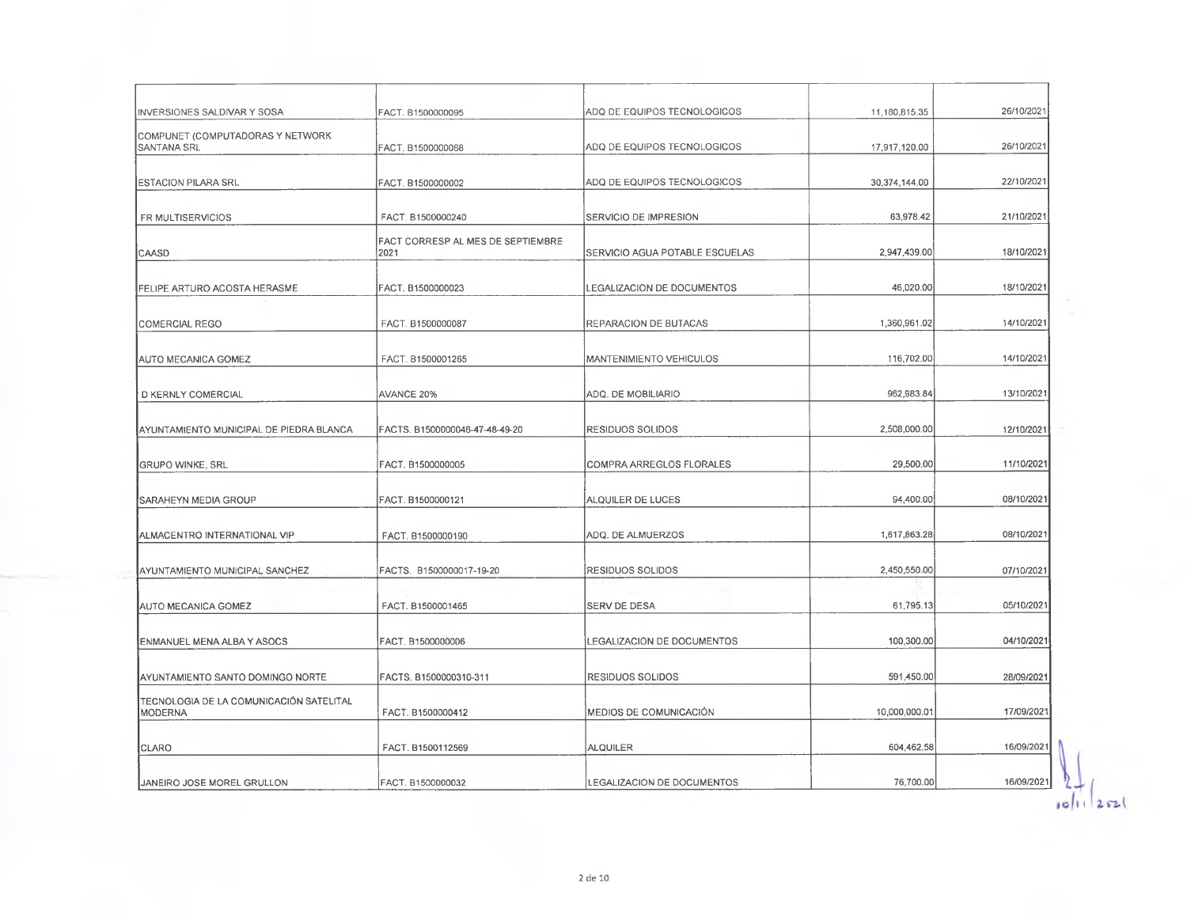| | | | | |
|---|---|---|---|---|
| INVERSIONES SALDIVAR Y SOSA | FACT. B1500000095 | ADQ DE EQUIPOS TECNOLOGICOS | 11,180,815.35 | 26/10/2021 |
| COMPUNET (COMPUTADORAS Y NETWORK SANTANA SRL | FACT. B1500000068 | ADQ DE EQUIPOS TECNOLOGICOS | 17,917,120.00 | 26/10/2021 |
| ESTACION PILARA SRL | FACT. B1500000002 | ADQ DE EQUIPOS TECNOLOGICOS | 30,374,144.00 | 22/10/2021 |
| FR MULTISERVICIOS | FACT. B1500000240 | SERVICIO DE IMPRESION | 63,978.42 | 21/10/2021 |
| CAASD | FACT CORRESP AL MES DE SEPTIEMBRE 2021 | SERVICIO AGUA POTABLE ESCUELAS | 2,947,439.00 | 18/10/2021 |
| FELIPE ARTURO ACOSTA HERASME | FACT. B1500000023 | LEGALIZACION DE DOCUMENTOS | 46,020.00 | 18/10/2021 |
| COMERCIAL REGO | FACT. B1500000087 | REPARACION DE BUTACAS | 1,360,961.02 | 14/10/2021 |
| AUTO MECANICA GOMEZ | FACT. B1500001265 | MANTENIMIENTO VEHICULOS | 116,702.00 | 14/10/2021 |
| D KERNLY COMERCIAL | AVANCE 20% | ADQ. DE MOBILIARIO | 962,983.84 | 13/10/2021 |
| AYUNTAMIENTO MUNICIPAL DE PIEDRA BLANCA | FACTS. B1500000046-47-48-49-20 | RESIDUOS SOLIDOS | 2,508,000.00 | 12/10/2021 |
| GRUPO WINKE, SRL | FACT. B1500000005 | COMPRA ARREGLOS FLORALES | 29,500.00 | 11/10/2021 |
| SARAHEYN MEDIA GROUP | FACT. B1500000121 | ALQUILER DE LUCES | 94,400.00 | 08/10/2021 |
| ALMACENTRO INTERNATIONAL VIP | FACT. B1500000190 | ADQ. DE ALMUERZOS | 1,617,863.28 | 08/10/2021 |
| AYUNTAMIENTO MUNICIPAL SANCHEZ | FACTS. B1500000017-19-20 | RESIDUOS SOLIDOS | 2,450,550.00 | 07/10/2021 |
| AUTO MECANICA GOMEZ | FACT. B1500001465 | SERV DE DESA | 61,795.13 | 05/10/2021 |
| ENMANUEL MENA ALBA Y ASOCS | FACT. B1500000006 | LEGALIZACION DE DOCUMENTOS | 100,300.00 | 04/10/2021 |
| AYUNTAMIENTO SANTO DOMINGO NORTE | FACTS. B1500000310-311 | RESIDUOS SOLIDOS | 591,450.00 | 28/09/2021 |
| TECNOLOGIA DE LA COMUNICACIÓN SATELITAL MODERNA | FACT. B1500000412 | MEDIOS DE COMUNICACIÓN | 10,000,000.01 | 17/09/2021 |
| CLARO | FACT. B1500112569 | ALQUILER | 604,462.58 | 16/09/2021 |
| JANEIRO JOSE MOREL GRULLON | FACT. B1500000032 | LEGALIZACION DE DOCUMENTOS | 76,700.00 | 16/09/2021 |

10/11/2021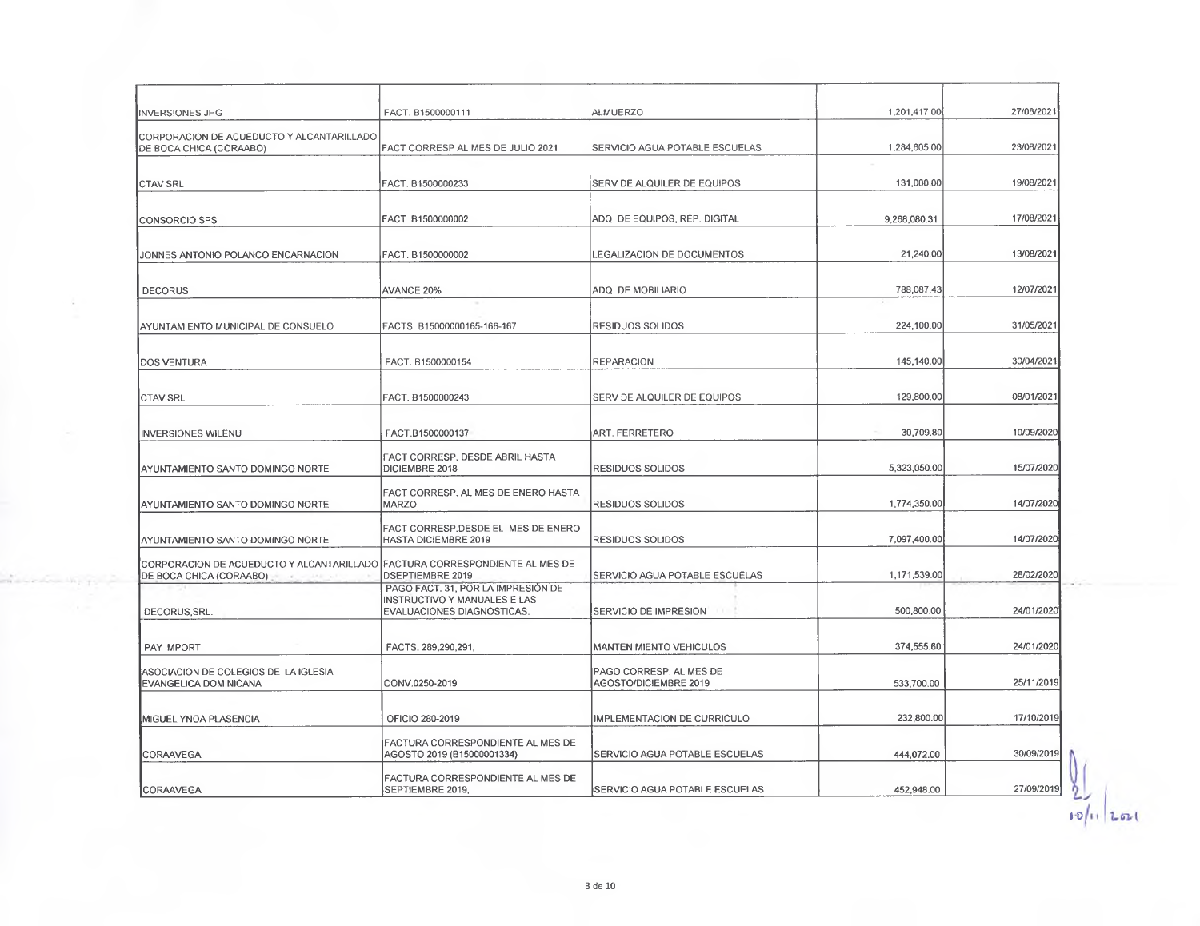| | | | | |
|---|---|---|---|---|
| INVERSIONES JHG | FACT. B1500000111 | ALMUERZO | 1,201,417.00 | 27/08/2021 |
| CORPORACION DE ACUEDUCTO Y ALCANTARILLADO DE BOCA CHICA (CORAABO) | FACT CORRESP AL MES DE JULIO 2021 | SERVICIO AGUA POTABLE ESCUELAS | 1,284,605.00 | 23/08/2021 |
| CTAV SRL | FACT. B1500000233 | SERV DE ALQUILER DE EQUIPOS | 131,000.00 | 19/08/2021 |
| CONSORCIO SPS | FACT. B1500000002 | ADQ. DE EQUIPOS, REP. DIGITAL | 9,268,080.31 | 17/08/2021 |
| JONNES ANTONIO POLANCO ENCARNACION | FACT. B1500000002 | LEGALIZACION DE DOCUMENTOS | 21,240.00 | 13/08/2021 |
| DECORUS | AVANCE 20% | ADQ. DE MOBILIARIO | 788,087.43 | 12/07/2021 |
| AYUNTAMIENTO MUNICIPAL DE CONSUELO | FACTS. B150000000165-166-167 | RESIDUOS SOLIDOS | 224,100.00 | 31/05/2021 |
| DOS VENTURA | FACT. B1500000154 | REPARACION | 145,140.00 | 30/04/2021 |
| CTAV SRL | FACT. B1500000243 | SERV DE ALQUILER DE EQUIPOS | 129,800.00 | 08/01/2021 |
| INVERSIONES WILENU | FACT.B1500000137 | ART. FERRETERO | 30,709.80 | 10/09/2020 |
| AYUNTAMIENTO SANTO DOMINGO NORTE | FACT CORRESP. DESDE ABRIL HASTA DICIEMBRE 2018 | RESIDUOS SOLIDOS | 5,323,050.00 | 15/07/2020 |
| AYUNTAMIENTO SANTO DOMINGO NORTE | FACT CORRESP. AL MES DE ENERO HASTA MARZO | RESIDUOS SOLIDOS | 1,774,350.00 | 14/07/2020 |
| AYUNTAMIENTO SANTO DOMINGO NORTE | FACT CORRESP.DESDE EL MES DE ENERO HASTA DICIEMBRE 2019 | RESIDUOS SOLIDOS | 7,097,400.00 | 14/07/2020 |
| CORPORACION DE ACUEDUCTO Y ALCANTARILLADO DE BOCA CHICA (CORAABO) | FACTURA CORRESPONDIENTE AL MES DE DSEPTIEMBRE 2019 | SERVICIO AGUA POTABLE ESCUELAS | 1,171,539.00 | 28/02/2020 |
| DECORUS,SRL. | PAGO FACT. 31, POR LA IMPRESIÓN DE INSTRUCTIVO Y MANUALES E LAS EVALUACIONES DIAGNOSTICAS. | SERVICIO DE IMPRESION | 500,800.00 | 24/01/2020 |
| PAY IMPORT | FACTS. 289,290,291, | MANTENIMIENTO VEHICULOS | 374,555.60 | 24/01/2020 |
| ASOCIACION DE COLEGIOS DE LA IGLESIA EVANGELICA DOMINICANA | CONV.0250-2019 | PAGO CORRESP. AL MES DE AGOSTO/DICIEMBRE 2019 | 533,700.00 | 25/11/2019 |
| MIGUEL YNOA PLASENCIA | OFICIO 280-2019 | IMPLEMENTACION DE CURRICULO | 232,800.00 | 17/10/2019 |
| CORAAVEGA | FACTURA CORRESPONDIENTE AL MES DE AGOSTO 2019 (B15000001334) | SERVICIO AGUA POTABLE ESCUELAS | 444,072.00 | 30/09/2019 |
| CORAAVEGA | FACTURA CORRESPONDIENTE AL MES DE SEPTIEMBRE 2019, | SERVICIO AGUA POTABLE ESCUELAS | 452,948.00 | 27/09/2019 |

10/11/2021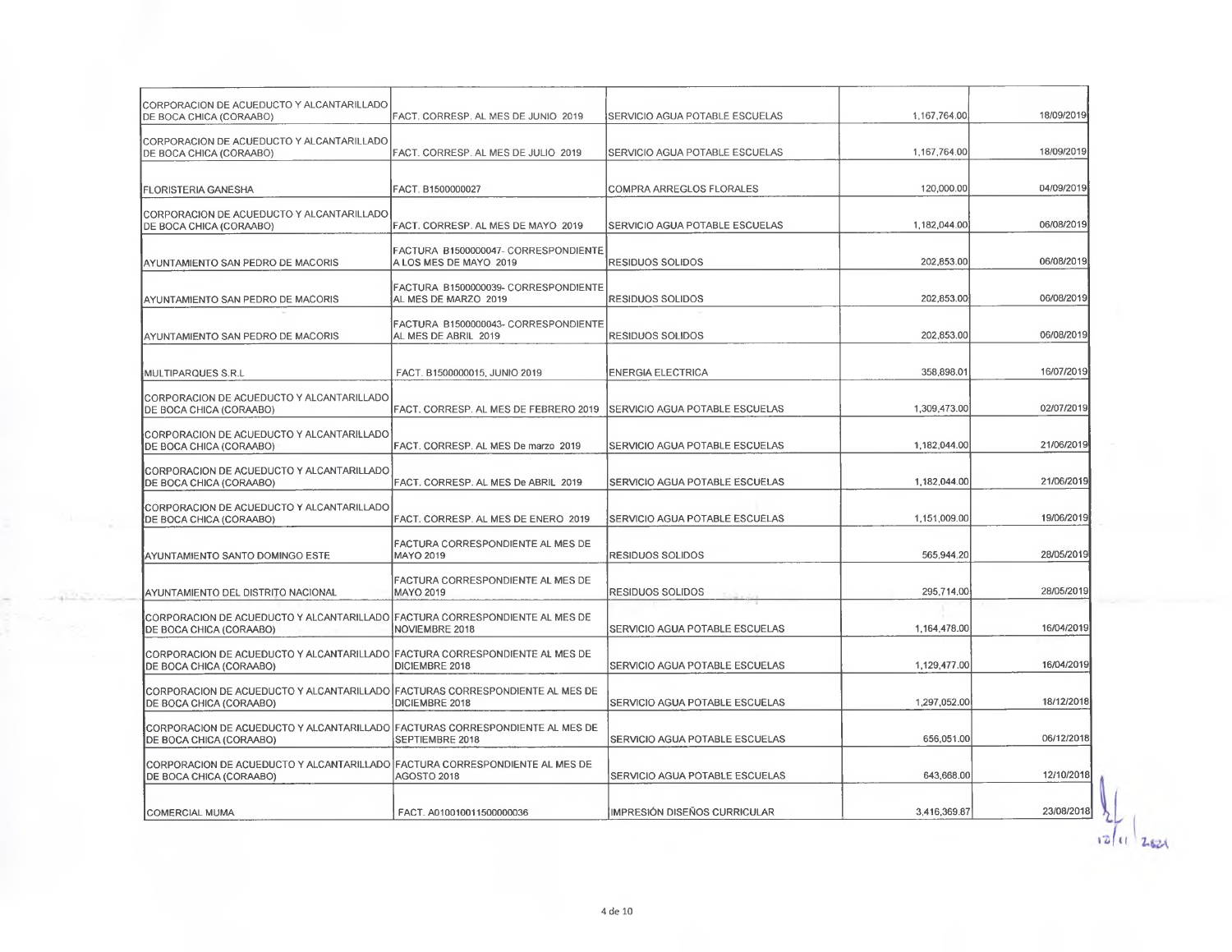| | | | | |
|---|---|---|---|---|
| CORPORACION DE ACUEDUCTO Y ALCANTARILLADO DE BOCA CHICA (CORAABO) | FACT. CORRESP. AL MES DE JUNIO 2019 | SERVICIO AGUA POTABLE ESCUELAS | 1,167,764.00 | 18/09/2019 |
| CORPORACION DE ACUEDUCTO Y ALCANTARILLADO DE BOCA CHICA (CORAABO) | FACT. CORRESP. AL MES DE JULIO 2019 | SERVICIO AGUA POTABLE ESCUELAS | 1,167,764.00 | 18/09/2019 |
| FLORISTERIA GANESHA | FACT. B1500000027 | COMPRA ARREGLOS FLORALES | 120,000.00 | 04/09/2019 |
| CORPORACION DE ACUEDUCTO Y ALCANTARILLADO DE BOCA CHICA (CORAABO) | FACT. CORRESP. AL MES DE MAYO 2019 | SERVICIO AGUA POTABLE ESCUELAS | 1,182,044.00 | 06/08/2019 |
| AYUNTAMIENTO SAN PEDRO DE MACORIS | FACTURA B1500000047- CORRESPONDIENTE A LOS MES DE MAYO 2019 | RESIDUOS SOLIDOS | 202,853.00 | 06/08/2019 |
| AYUNTAMIENTO SAN PEDRO DE MACORIS | FACTURA B1500000039- CORRESPONDIENTE AL MES DE MARZO 2019 | RESIDUOS SOLIDOS | 202,853.00 | 06/08/2019 |
| AYUNTAMIENTO SAN PEDRO DE MACORIS | FACTURA B1500000043- CORRESPONDIENTE AL MES DE ABRIL 2019 | RESIDUOS SOLIDOS | 202,853.00 | 06/08/2019 |
| MULTIPARQUES S.R.L | FACT. B1500000015, JUNIO 2019 | ENERGIA ELECTRICA | 358,898.01 | 16/07/2019 |
| CORPORACION DE ACUEDUCTO Y ALCANTARILLADO DE BOCA CHICA (CORAABO) | FACT. CORRESP. AL MES DE FEBRERO 2019 | SERVICIO AGUA POTABLE ESCUELAS | 1,309,473.00 | 02/07/2019 |
| CORPORACION DE ACUEDUCTO Y ALCANTARILLADO DE BOCA CHICA (CORAABO) | FACT. CORRESP. AL MES De marzo 2019 | SERVICIO AGUA POTABLE ESCUELAS | 1,182,044.00 | 21/06/2019 |
| CORPORACION DE ACUEDUCTO Y ALCANTARILLADO DE BOCA CHICA (CORAABO) | FACT. CORRESP. AL MES De ABRIL 2019 | SERVICIO AGUA POTABLE ESCUELAS | 1,182,044.00 | 21/06/2019 |
| CORPORACION DE ACUEDUCTO Y ALCANTARILLADO DE BOCA CHICA (CORAABO) | FACT. CORRESP. AL MES DE ENERO 2019 | SERVICIO AGUA POTABLE ESCUELAS | 1,151,009.00 | 19/06/2019 |
| AYUNTAMIENTO SANTO DOMINGO ESTE | FACTURA CORRESPONDIENTE AL MES DE MAYO 2019 | RESIDUOS SOLIDOS | 565,944.20 | 28/05/2019 |
| AYUNTAMIENTO DEL DISTRITO NACIONAL | FACTURA CORRESPONDIENTE AL MES DE MAYO 2019 | RESIDUOS SOLIDOS | 295,714.00 | 28/05/2019 |
| CORPORACION DE ACUEDUCTO Y ALCANTARILLADO DE BOCA CHICA (CORAABO) | FACTURA CORRESPONDIENTE AL MES DE NOVIEMBRE 2018 | SERVICIO AGUA POTABLE ESCUELAS | 1,164,478.00 | 16/04/2019 |
| CORPORACION DE ACUEDUCTO Y ALCANTARILLADO DE BOCA CHICA (CORAABO) | FACTURA CORRESPONDIENTE AL MES DE DICIEMBRE 2018 | SERVICIO AGUA POTABLE ESCUELAS | 1,129,477.00 | 16/04/2019 |
| CORPORACION DE ACUEDUCTO Y ALCANTARILLADO DE BOCA CHICA (CORAABO) | FACTURAS CORRESPONDIENTE AL MES DE DICIEMBRE 2018 | SERVICIO AGUA POTABLE ESCUELAS | 1,297,052.00 | 18/12/2018 |
| CORPORACION DE ACUEDUCTO Y ALCANTARILLADO DE BOCA CHICA (CORAABO) | FACTURAS CORRESPONDIENTE AL MES DE SEPTIEMBRE 2018 | SERVICIO AGUA POTABLE ESCUELAS | 656,051.00 | 06/12/2018 |
| CORPORACION DE ACUEDUCTO Y ALCANTARILLADO DE BOCA CHICA (CORAABO) | FACTURA CORRESPONDIENTE AL MES DE AGOSTO 2018 | SERVICIO AGUA POTABLE ESCUELAS | 643,668.00 | 12/10/2018 |
| COMERCIAL MUMA | FACT. A010010011500000036 | IMPRESIÓN DISEÑOS CURRICULAR | 3,416,369.87 | 23/08/2018 |

12/11 2021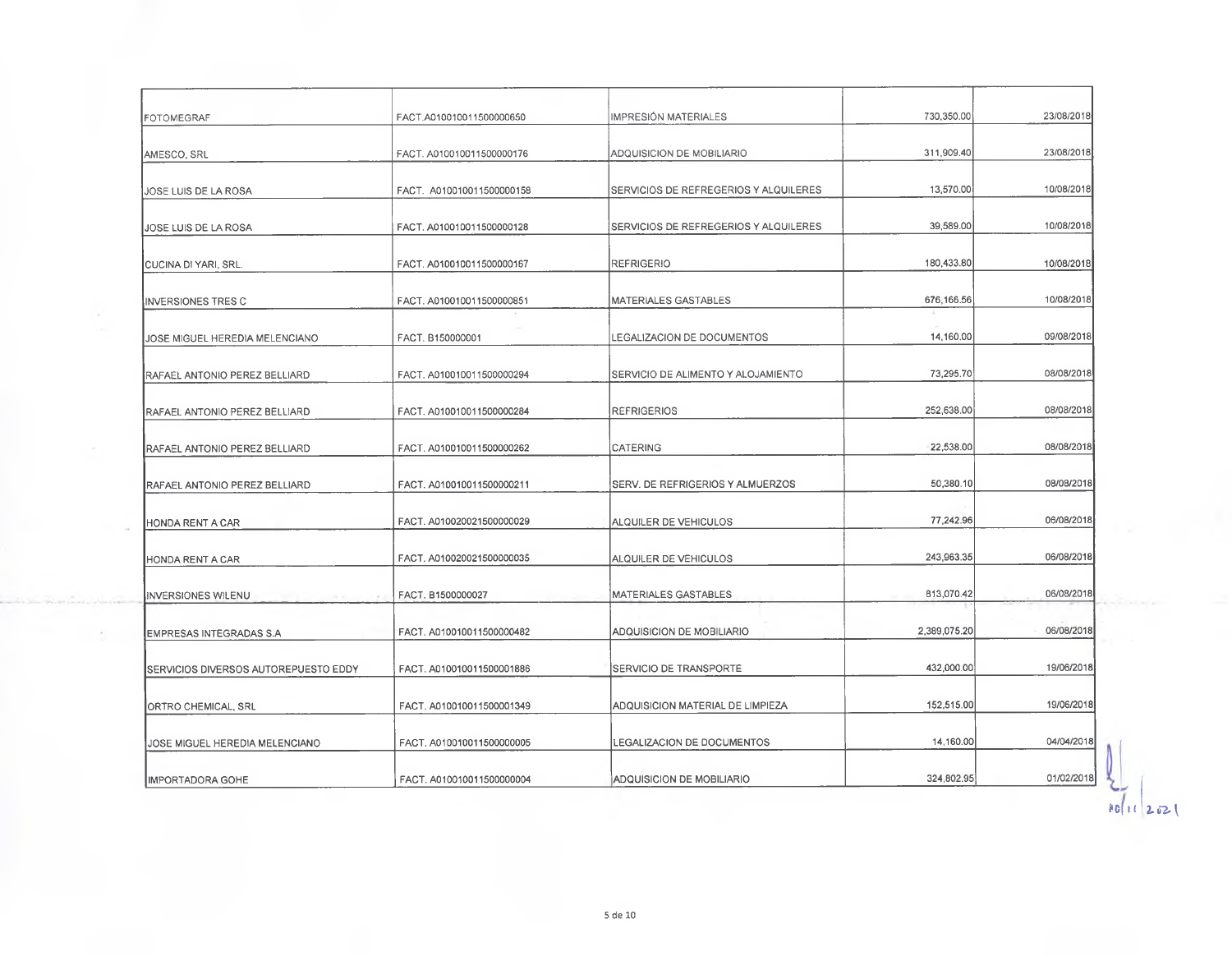| | | | | |
|---|---|---|---|---|
| FOTOMEGRAF | FACT.A010010011500000650 | IMPRESIÓN MATERIALES | 730,350.00 | 23/08/2018 |
| AMESCO, SRL | FACT. A010010011500000176 | ADQUISICION DE MOBILIARIO | 311,909.40 | 23/08/2018 |
| JOSE LUIS DE LA ROSA | FACT. A010010011500000158 | SERVICIOS DE REFREGERIOS Y ALQUILERES | 13,570.00 | 10/08/2018 |
| JOSE LUIS DE LA ROSA | FACT. A010010011500000128 | SERVICIOS DE REFREGERIOS Y ALQUILERES | 39,589.00 | 10/08/2018 |
| CUCINA DI YARI, SRL. | FACT. A010010011500000167 | REFRIGERIO | 180,433.80 | 10/08/2018 |
| INVERSIONES TRES C | FACT. A010010011500000851 | MATERIALES GASTABLES | 676,166.56 | 10/08/2018 |
| JOSE MIGUEL HEREDIA MELENCIANO | FACT. B150000001 | LEGALIZACION DE DOCUMENTOS | 14,160.00 | 09/08/2018 |
| RAFAEL ANTONIO PEREZ BELLIARD | FACT. A010010011500000294 | SERVICIO DE ALIMENTO Y ALOJAMIENTO | 73,295.70 | 08/08/2018 |
| RAFAEL ANTONIO PEREZ BELLIARD | FACT. A010010011500000284 | REFRIGERIOS | 252,638.00 | 08/08/2018 |
| RAFAEL ANTONIO PEREZ BELLIARD | FACT. A010010011500000262 | CATERING | 22,538.00 | 08/08/2018 |
| RAFAEL ANTONIO PEREZ BELLIARD | FACT. A010010011500000211 | SERV. DE REFRIGERIOS Y ALMUERZOS | 50,380.10 | 08/08/2018 |
| HONDA RENT A CAR | FACT. A010020021500000029 | ALQUILER DE VEHICULOS | 77,242.96 | 06/08/2018 |
| HONDA RENT A CAR | FACT. A010020021500000035 | ALQUILER DE VEHICULOS | 243,963.35 | 06/08/2018 |
| INVERSIONES WILENU | FACT. B1500000027 | MATERIALES GASTABLES | 813,070.42 | 06/08/2018 |
| EMPRESAS INTEGRADAS S.A | FACT. A010010011500000482 | ADQUISICION DE MOBILIARIO | 2,389,075.20 | 06/08/2018 |
| SERVICIOS DIVERSOS AUTOREPUESTO EDDY | FACT. A010010011500001886 | SERVICIO DE TRANSPORTE | 432,000.00 | 19/06/2018 |
| ORTRO CHEMICAL, SRL | FACT. A010010011500001349 | ADQUISICION MATERIAL DE LIMPIEZA | 152,515.00 | 19/06/2018 |
| JOSE MIGUEL HEREDIA MELENCIANO | FACT. A010010011500000005 | LEGALIZACION DE DOCUMENTOS | 14,160.00 | 04/04/2018 |
| IMPORTADORA GOHE | FACT. A010010011500000004 | ADQUISICION DE MOBILIARIO | 324,802.95 | 01/02/2018 |

10/11/2021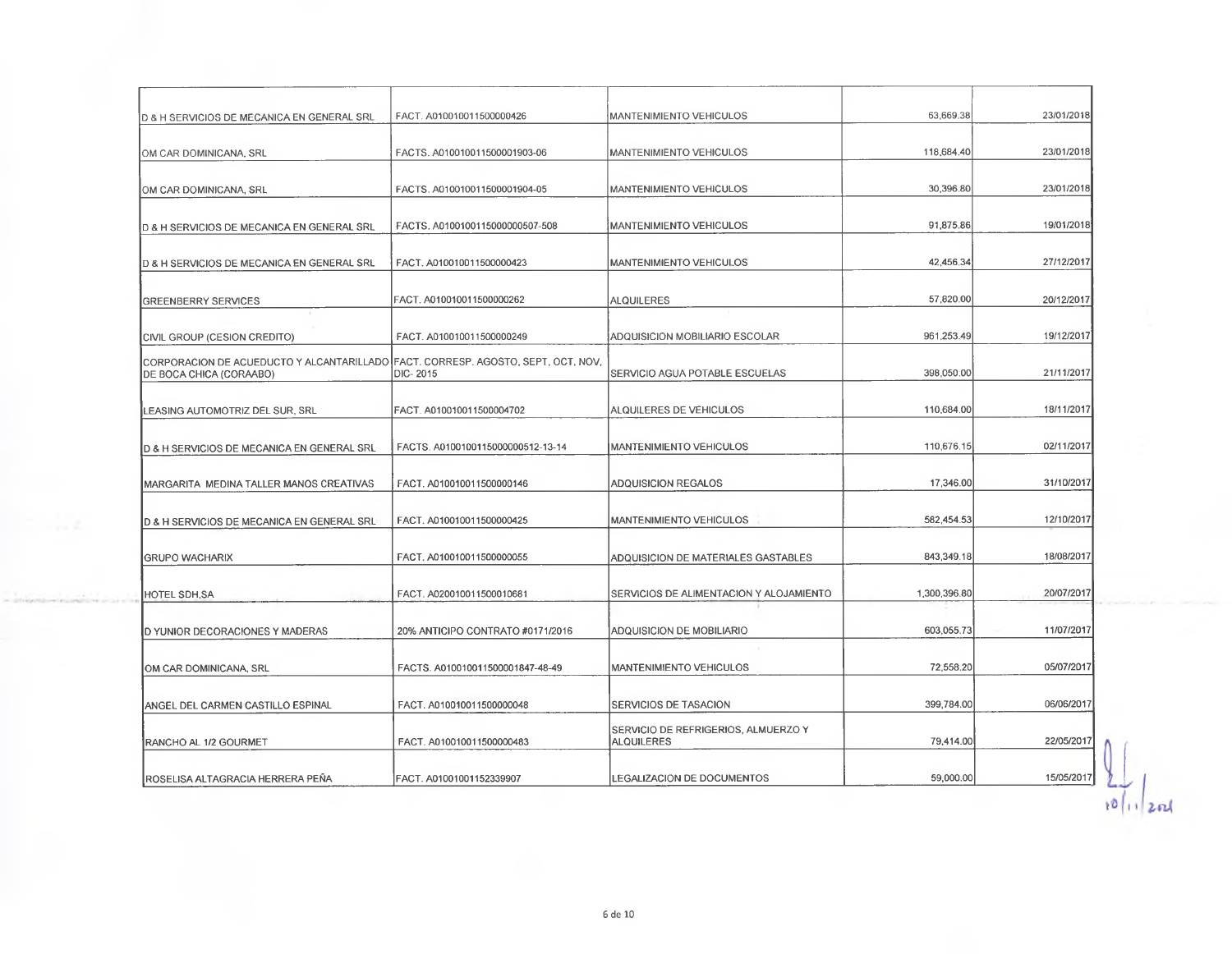| | | | | |
|---|---|---|---|---|
| D & H SERVICIOS DE MECANICA EN GENERAL SRL | FACT. A010010011500000426 | MANTENIMIENTO VEHICULOS | 63,669.38 | 23/01/2018 |
| OM CAR DOMINICANA, SRL | FACTS. A010010011500001903-06 | MANTENIMIENTO VEHICULOS | 118,684.40 | 23/01/2018 |
| OM CAR DOMINICANA, SRL | FACTS. A010010011500001904-05 | MANTENIMIENTO VEHICULOS | 30,396.80 | 23/01/2018 |
| D & H SERVICIOS DE MECANICA EN GENERAL SRL | FACTS. A0100100115000000507-508 | MANTENIMIENTO VEHICULOS | 91,875.86 | 19/01/2018 |
| D & H SERVICIOS DE MECANICA EN GENERAL SRL | FACT. A010010011500000423 | MANTENIMIENTO VEHICULOS | 42,456.34 | 27/12/2017 |
| GREENBERRY SERVICES | FACT. A010010011500000262 | ALQUILERES | 57,820.00 | 20/12/2017 |
| CIVIL GROUP (CESION CREDITO) | FACT. A010010011500000249 | ADQUISICION MOBILIARIO ESCOLAR | 961,253.49 | 19/12/2017 |
| CORPORACION DE ACUEDUCTO Y ALCANTARILLADO DE BOCA CHICA (CORAABO) | FACT. CORRESP. AGOSTO, SEPT, OCT, NOV, DIC- 2015 | SERVICIO AGUA POTABLE ESCUELAS | 398,050.00 | 21/11/2017 |
| LEASING AUTOMOTRIZ DEL SUR, SRL | FACT. A010010011500004702 | ALQUILERES DE VEHICULOS | 110,684.00 | 18/11/2017 |
| D & H SERVICIOS DE MECANICA EN GENERAL SRL | FACTS. A0100100115000000512-13-14 | MANTENIMIENTO VEHICULOS | 110,676.15 | 02/11/2017 |
| MARGARITA MEDINA TALLER MANOS CREATIVAS | FACT. A010010011500000146 | ADQUISICION REGALOS | 17,346.00 | 31/10/2017 |
| D & H SERVICIOS DE MECANICA EN GENERAL SRL | FACT. A010010011500000425 | MANTENIMIENTO VEHICULOS | 582,454.53 | 12/10/2017 |
| GRUPO WACHARIX | FACT. A010010011500000055 | ADQUISICION DE MATERIALES GASTABLES | 843,349.18 | 18/08/2017 |
| HOTEL SDH,SA | FACT. A020010011500010681 | SERVICIOS DE ALIMENTACION Y ALOJAMIENTO | 1,300,396.80 | 20/07/2017 |
| D YUNIOR DECORACIONES Y MADERAS | 20% ANTICIPO CONTRATO #0171/2016 | ADQUISICION DE MOBILIARIO | 603,055.73 | 11/07/2017 |
| OM CAR DOMINICANA, SRL | FACTS. A010010011500001847-48-49 | MANTENIMIENTO VEHICULOS | 72,558.20 | 05/07/2017 |
| ANGEL DEL CARMEN CASTILLO ESPINAL | FACT. A010010011500000048 | SERVICIOS DE TASACION | 399,784.00 | 06/06/2017 |
| RANCHO AL 1/2 GOURMET | FACT. A010010011500000483 | SERVICIO DE REFRIGERIOS, ALMUERZO Y ALQUILERES | 79,414.00 | 22/05/2017 |
| ROSELISA ALTAGRACIA HERRERA PEÑA | FACT. A01001001152339907 | LEGALIZACION DE DOCUMENTOS | 59,000.00 | 15/05/2017 |

10/11/2021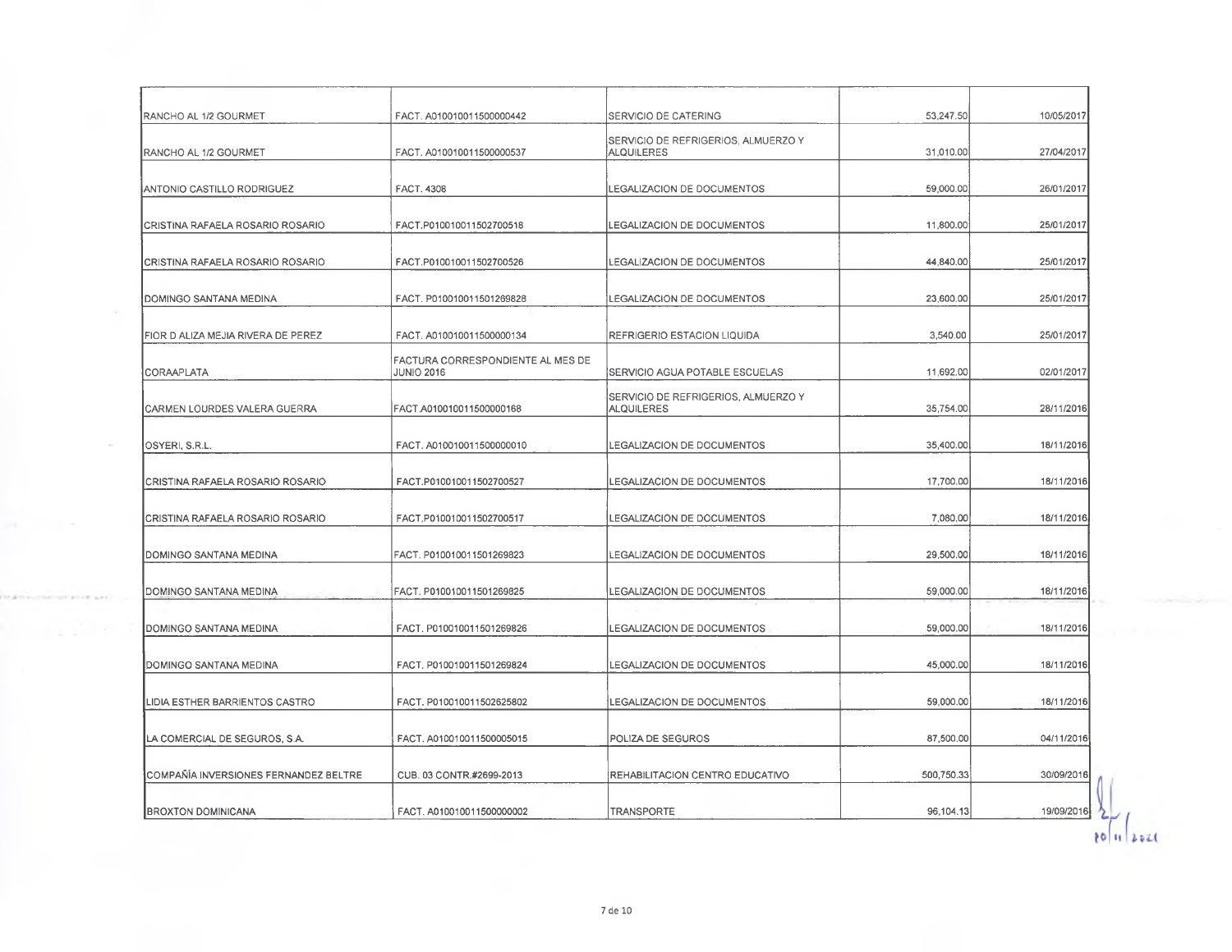| | | | | |
|---|---|---|---|---|
| RANCHO AL 1/2 GOURMET | FACT. A010010011500000442 | SERVICIO DE CATERING | 53,247.50 | 10/05/2017 |
| RANCHO AL 1/2 GOURMET | FACT. A010010011500000537 | SERVICIO DE REFRIGERIOS, ALMUERZO Y ALQUILERES | 31,010.00 | 27/04/2017 |
| ANTONIO CASTILLO RODRIGUEZ | FACT. 4308 | LEGALIZACION DE DOCUMENTOS | 59,000.00 | 26/01/2017 |
| CRISTINA RAFAELA ROSARIO ROSARIO | FACT.P010010011502700518 | LEGALIZACION DE DOCUMENTOS | 11,800.00 | 25/01/2017 |
| CRISTINA RAFAELA ROSARIO ROSARIO | FACT.P010010011502700526 | LEGALIZACION DE DOCUMENTOS | 44,840.00 | 25/01/2017 |
| DOMINGO SANTANA MEDINA | FACT. P010010011501269828 | LEGALIZACION DE DOCUMENTOS | 23,600.00 | 25/01/2017 |
| FIOR D ALIZA MEJIA RIVERA DE PEREZ | FACT. A010010011500000134 | REFRIGERIO ESTACION LIQUIDA | 3,540.00 | 25/01/2017 |
| CORAAPLATA | FACTURA CORRESPONDIENTE AL MES DE JUNIO 2016 | SERVICIO AGUA POTABLE ESCUELAS | 11,692.00 | 02/01/2017 |
| CARMEN LOURDES VALERA GUERRA | FACT.A010010011500000168 | SERVICIO DE REFRIGERIOS, ALMUERZO Y ALQUILERES | 35,754.00 | 28/11/2016 |
| OSYERI, S.R.L. | FACT. A010010011500000010 | LEGALIZACION DE DOCUMENTOS | 35,400.00 | 18/11/2016 |
| CRISTINA RAFAELA ROSARIO ROSARIO | FACT.P010010011502700527 | LEGALIZACION DE DOCUMENTOS | 17,700.00 | 18/11/2016 |
| CRISTINA RAFAELA ROSARIO ROSARIO | FACT.P010010011502700517 | LEGALIZACION DE DOCUMENTOS | 7,080.00 | 18/11/2016 |
| DOMINGO SANTANA MEDINA | FACT. P010010011501269823 | LEGALIZACION DE DOCUMENTOS | 29,500.00 | 18/11/2016 |
| DOMINGO SANTANA MEDINA | FACT. P010010011501269825 | LEGALIZACION DE DOCUMENTOS | 59,000.00 | 18/11/2016 |
| DOMINGO SANTANA MEDINA | FACT. P010010011501269826 | LEGALIZACION DE DOCUMENTOS | 59,000.00 | 18/11/2016 |
| DOMINGO SANTANA MEDINA | FACT. P010010011501269824 | LEGALIZACION DE DOCUMENTOS | 45,000.00 | 18/11/2016 |
| LIDIA ESTHER BARRIENTOS CASTRO | FACT. P010010011502625802 | LEGALIZACION DE DOCUMENTOS | 59,000.00 | 18/11/2016 |
| LA COMERCIAL DE SEGUROS, S.A. | FACT. A010010011500005015 | POLIZA DE SEGUROS | 87,500.00 | 04/11/2016 |
| COMPAÑÍA INVERSIONES FERNANDEZ BELTRE | CUB. 03 CONTR.#2699-2013 | REHABILITACION CENTRO EDUCATIVO | 500,750.33 | 30/09/2016 |
| BROXTON DOMINICANA | FACT. A010010011500000002 | TRANSPORTE | 96,104.13 | 19/09/2016 |

10/11/2021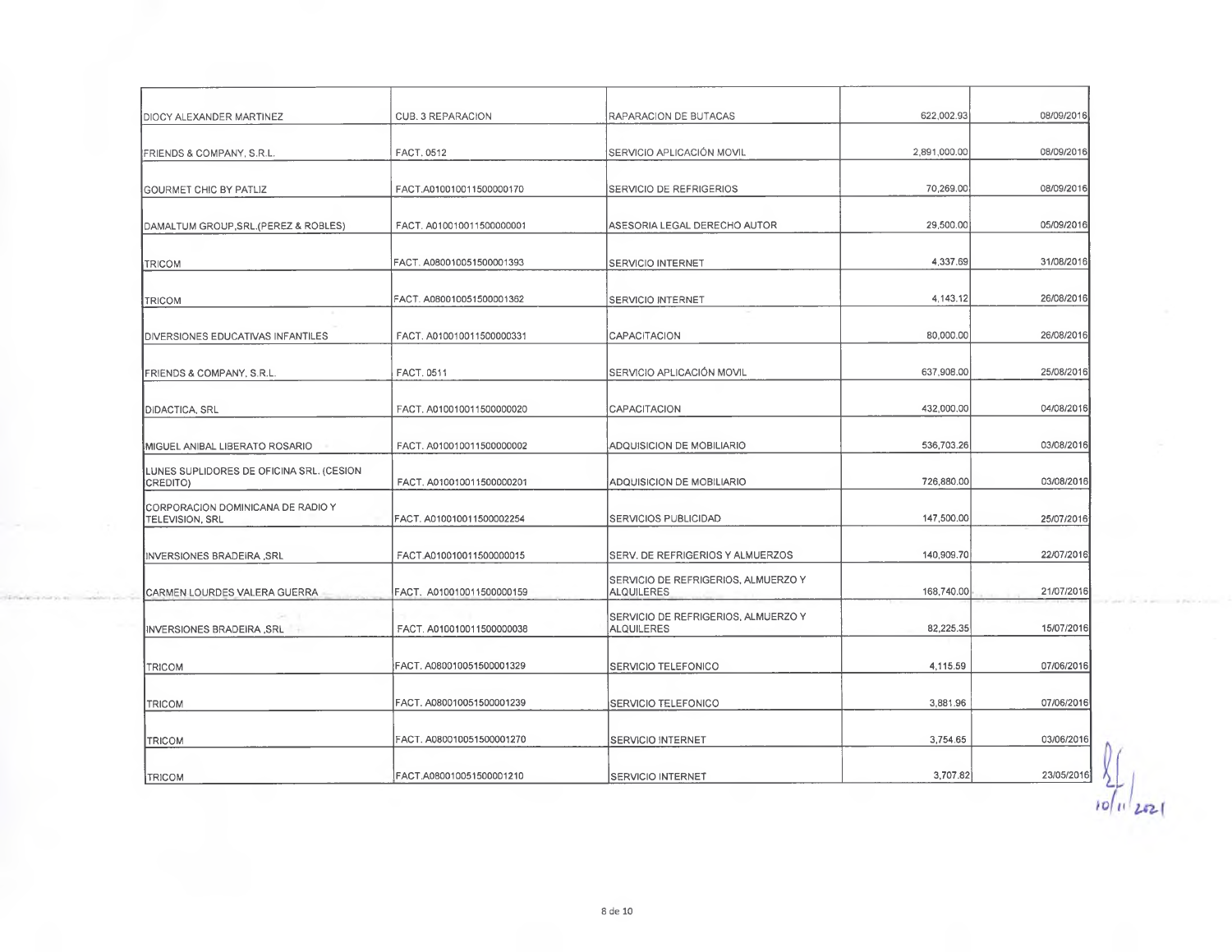| | | | | |
|---|---|---|---|---|
| DIOCY ALEXANDER MARTINEZ | CUB. 3 REPARACION | RAPARACION DE BUTACAS | 622,002.93 | 08/09/2016 |
| FRIENDS & COMPANY, S.R.L. | FACT. 0512 | SERVICIO APLICACIÓN MOVIL | 2,891,000.00 | 08/09/2016 |
| GOURMET CHIC BY PATLIZ | FACT.A010010011500000170 | SERVICIO DE REFRIGERIOS | 70,269.00 | 08/09/2016 |
| DAMALTUM GROUP,SRL.(PEREZ & ROBLES) | FACT. A010010011500000001 | ASESORIA LEGAL DERECHO AUTOR | 29,500.00 | 05/09/2016 |
| TRICOM | FACT. A080010051500001393 | SERVICIO INTERNET | 4,337.69 | 31/08/2016 |
| TRICOM | FACT. A080010051500001362 | SERVICIO INTERNET | 4,143.12 | 26/08/2016 |
| DIVERSIONES EDUCATIVAS INFANTILES | FACT. A010010011500000331 | CAPACITACION | 80,000.00 | 26/08/2016 |
| FRIENDS & COMPANY, S.R.L. | FACT. 0511 | SERVICIO APLICACIÓN MOVIL | 637,908.00 | 25/08/2016 |
| DIDACTICA, SRL | FACT. A010010011500000020 | CAPACITACION | 432,000.00 | 04/08/2016 |
| MIGUEL ANIBAL LIBERATO ROSARIO | FACT. A010010011500000002 | ADQUISICION DE MOBILIARIO | 536,703.26 | 03/08/2016 |
| LUNES SUPLIDORES DE OFICINA SRL. (CESION CREDITO) | FACT. A010010011500000201 | ADQUISICION DE MOBILIARIO | 726,880.00 | 03/08/2016 |
| CORPORACION DOMINICANA DE RADIO Y TELEVISION, SRL | FACT. A010010011500002254 | SERVICIOS PUBLICIDAD | 147,500.00 | 25/07/2016 |
| INVERSIONES BRADEIRA ,SRL | FACT.A010010011500000015 | SERV. DE REFRIGERIOS Y ALMUERZOS | 140,909.70 | 22/07/2016 |
| CARMEN LOURDES VALERA GUERRA | FACT. A010010011500000159 | SERVICIO DE REFRIGERIOS, ALMUERZO Y ALQUILERES | 168,740.00 | 21/07/2016 |
| INVERSIONES BRADEIRA ,SRL | FACT. A010010011500000038 | SERVICIO DE REFRIGERIOS, ALMUERZO Y ALQUILERES | 82,225.35 | 15/07/2016 |
| TRICOM | FACT. A080010051500001329 | SERVICIO TELEFONICO | 4,115.59 | 07/06/2016 |
| TRICOM | FACT. A080010051500001239 | SERVICIO TELEFONICO | 3,881.96 | 07/06/2016 |
| TRICOM | FACT. A080010051500001270 | SERVICIO INTERNET | 3,754.65 | 03/06/2016 |
| TRICOM | FACT.A080010051500001210 | SERVICIO INTERNET | 3,707.82 | 23/05/2016 |

10/11/2021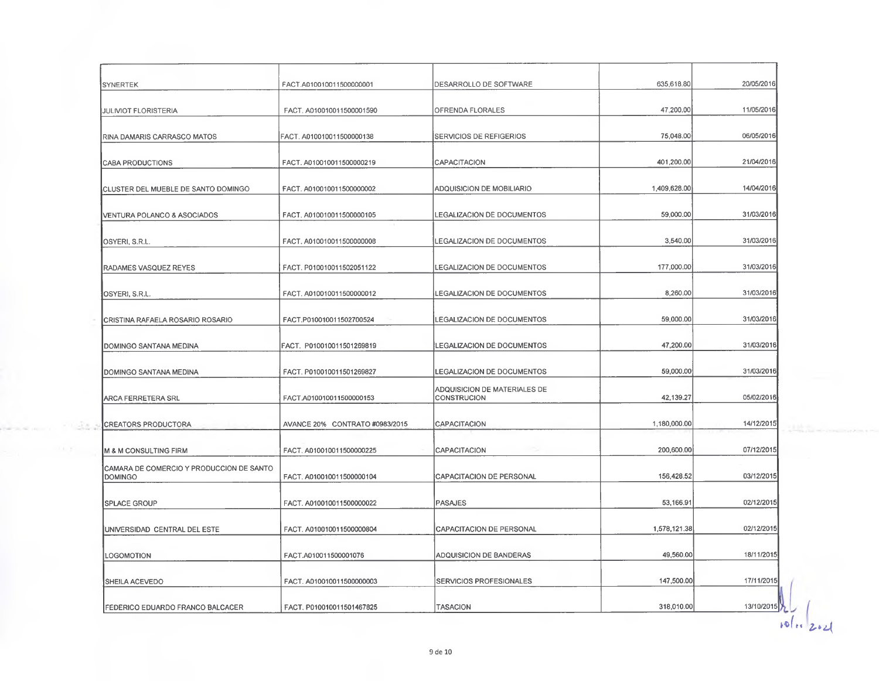| | | | | |
|---|---|---|---|---|
| SYNERTEK | FACT.A010010011500000001 | DESARROLLO DE SOFTWARE | 635,618.80 | 20/05/2016 |
| JULIVIOT FLORISTERIA | FACT. A010010011500001590 | OFRENDA FLORALES | 47,200.00 | 11/05/2016 |
| RINA DAMARIS CARRASCO MATOS | FACT. A010010011500000138 | SERVICIOS DE REFIGERIOS | 75,048.00 | 06/05/2016 |
| CABA PRODUCTIONS | FACT. A010010011500000219 | CAPACITACION | 401,200.00 | 21/04/2016 |
| CLUSTER DEL MUEBLE DE SANTO DOMINGO | FACT. A010010011500000002 | ADQUISICION DE MOBILIARIO | 1,409,628.00 | 14/04/2016 |
| VENTURA POLANCO & ASOCIADOS | FACT. A010010011500000105 | LEGALIZACION DE DOCUMENTOS | 59,000.00 | 31/03/2016 |
| OSYERI, S.R.L. | FACT. A010010011500000008 | LEGALIZACION DE DOCUMENTOS | 3,540.00 | 31/03/2016 |
| RADAMES VASQUEZ REYES | FACT. P010010011502051122 | LEGALIZACION DE DOCUMENTOS | 177,000.00 | 31/03/2016 |
| OSYERI, S.R.L. | FACT. A010010011500000012 | LEGALIZACION DE DOCUMENTOS | 8,260.00 | 31/03/2016 |
| CRISTINA RAFAELA ROSARIO ROSARIO | FACT.P010010011502700524 | LEGALIZACION DE DOCUMENTOS | 59,000.00 | 31/03/2016 |
| DOMINGO SANTANA MEDINA | FACT. P010010011501269819 | LEGALIZACION DE DOCUMENTOS | 47,200.00 | 31/03/2016 |
| DOMINGO SANTANA MEDINA | FACT. P010010011501269827 | LEGALIZACION DE DOCUMENTOS | 59,000.00 | 31/03/2016 |
| ARCA FERRETERA SRL | FACT.A010010011500000153 | ADQUISICION DE MATERIALES DE CONSTRUCION | 42,139.27 | 05/02/2016 |
| CREATORS PRODUCTORA | AVANCE 20% CONTRATO #0983/2015 | CAPACITACION | 1,180,000.00 | 14/12/2015 |
| M & M CONSULTING FIRM | FACT. A010010011500000225 | CAPACITACION | 200,600.00 | 07/12/2015 |
| CAMARA DE COMERCIO Y PRODUCCION DE SANTO DOMINGO | FACT. A010010011500000104 | CAPACITACION DE PERSONAL | 156,428.52 | 03/12/2015 |
| SPLACE GROUP | FACT. A010010011500000022 | PASAJES | 53,166.91 | 02/12/2015 |
| UNIVERSIDAD CENTRAL DEL ESTE | FACT. A010010011500000804 | CAPACITACION DE PERSONAL | 1,578,121.38 | 02/12/2015 |
| LOGOMOTION | FACT.A010011500001076 | ADQUISICION DE BANDERAS | 49,560.00 | 18/11/2015 |
| SHEILA ACEVEDO | FACT. A010010011500000003 | SERVICIOS PROFESIONALES | 147,500.00 | 17/11/2015 |
| FEDERICO EDUARDO FRANCO BALCACER | FACT. P010010011501467825 | TASACION | 318,010.00 | 13/10/2015 |

10/11/2021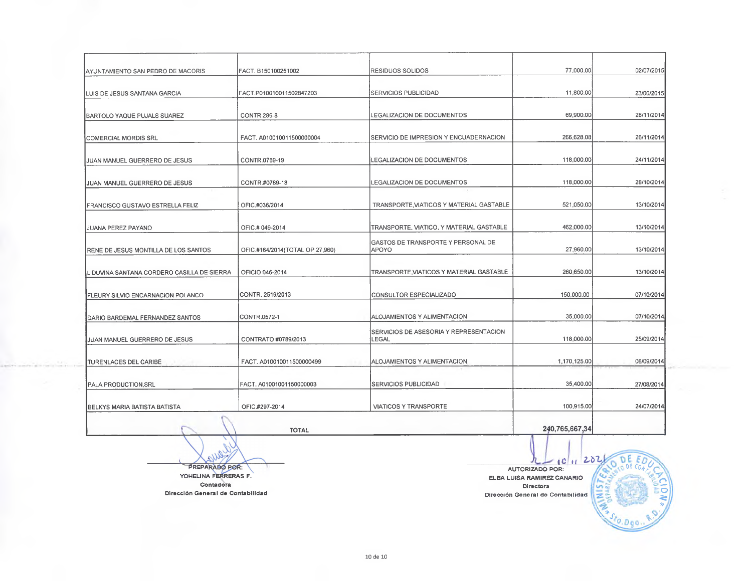| | | | | |
|---|---|---|---|---|
| AYUNTAMIENTO SAN PEDRO DE MACORIS | FACT. B150100251002 | RESIDUOS SOLIDOS | 77,000.00 | 02/07/2015 |
| LUIS DE JESUS SANTANA GARCIA | FACT.P010010011502847203 | SERVICIOS PUBLICIDAD | 11,800.00 | 23/06/2015 |
| BARTOLO YAQUE PUJALS SUAREZ | CONTR.286-8 | LEGALIZACION DE DOCUMENTOS | 69,900.00 | 28/11/2014 |
| COMERCIAL MORDIS SRL | FACT. A010010011500000004 | SERVICIO DE IMPRESION Y ENCUADERNACION | 266,628.08 | 26/11/2014 |
| JUAN MANUEL GUERRERO DE JESUS | CONTR.0789-19 | LEGALIZACION DE DOCUMENTOS | 118,000.00 | 24/11/2014 |
| JUAN MANUEL GUERRERO DE JESUS | CONTR.#0789-18 | LEGALIZACION DE DOCUMENTOS | 118,000.00 | 28/10/2014 |
| FRANCISCO GUSTAVO ESTRELLA FELIZ | OFIC.#036/2014 | TRANSPORTE,VIATICOS Y MATERIAL GASTABLE | 521,050.00 | 13/10/2014 |
| JUANA PEREZ PAYANO | OFIC.# 049-2014 | TRANSPORTE, VIATICO, Y MATERIAL GASTABLE | 462,000.00 | 13/10/2014 |
| RENE DE JESUS MONTILLA DE LOS SANTOS | OFIC.#164/2014(TOTAL OP 27,960) | GASTOS DE TRANSPORTE Y PERSONAL DE APOYO | 27,960.00 | 13/10/2014 |
| LIDUVINA SANTANA CORDERO CASILLA DE SIERRA | OFICIO 046-2014 | TRANSPORTE,VIATICOS Y MATERIAL GASTABLE | 260,650.00 | 13/10/2014 |
| FLEURY SILVIO ENCARNACION POLANCO | CONTR. 2519/2013 | CONSULTOR ESPECIALIZADO | 150,000.00 | 07/10/2014 |
| DARIO BARDEMAL FERNANDEZ SANTOS | CONTR.0572-1 | ALOJAMIENTOS Y ALIMENTACION | 35,000.00 | 07/10/2014 |
| JUAN MANUEL GUERRERO DE JESUS | CONTRATO #0789/2013 | SERVICIOS DE ASESORIA Y REPRESENTACION LEGAL | 118,000.00 | 25/09/2014 |
| TURENLACES DEL CARIBE | FACT. A010010011500000499 | ALOJAMIENTOS Y ALIMENTACION | 1,170,125.00 | 08/09/2014 |
| PALA PRODUCTION,SRL | FACT. A010010011500000003 | SERVICIOS PUBLICIDAD | 35,400.00 | 27/08/2014 |
| BELKYS MARIA BATISTA BATISTA | OFIC.#297-2014 | VIATICOS Y TRANSPORTE | 100,915.00 | 24/07/2014 |
| | TOTAL | | 240,765,667.34 | |

10/11/2021

**PREPARADO POR:**
YOHELINA FERRERAS F.
Contadora
Dirección General de Contabilidad

**AUTORIZADO POR:**
ELBA LUISA RAMIREZ CANARIO
Directora
Dirección General de Contabilidad

MINISTERIO DE EDUCACION
DEPARTAMENTO DE CONTABILIDAD
Sto. Dgo., R.D.